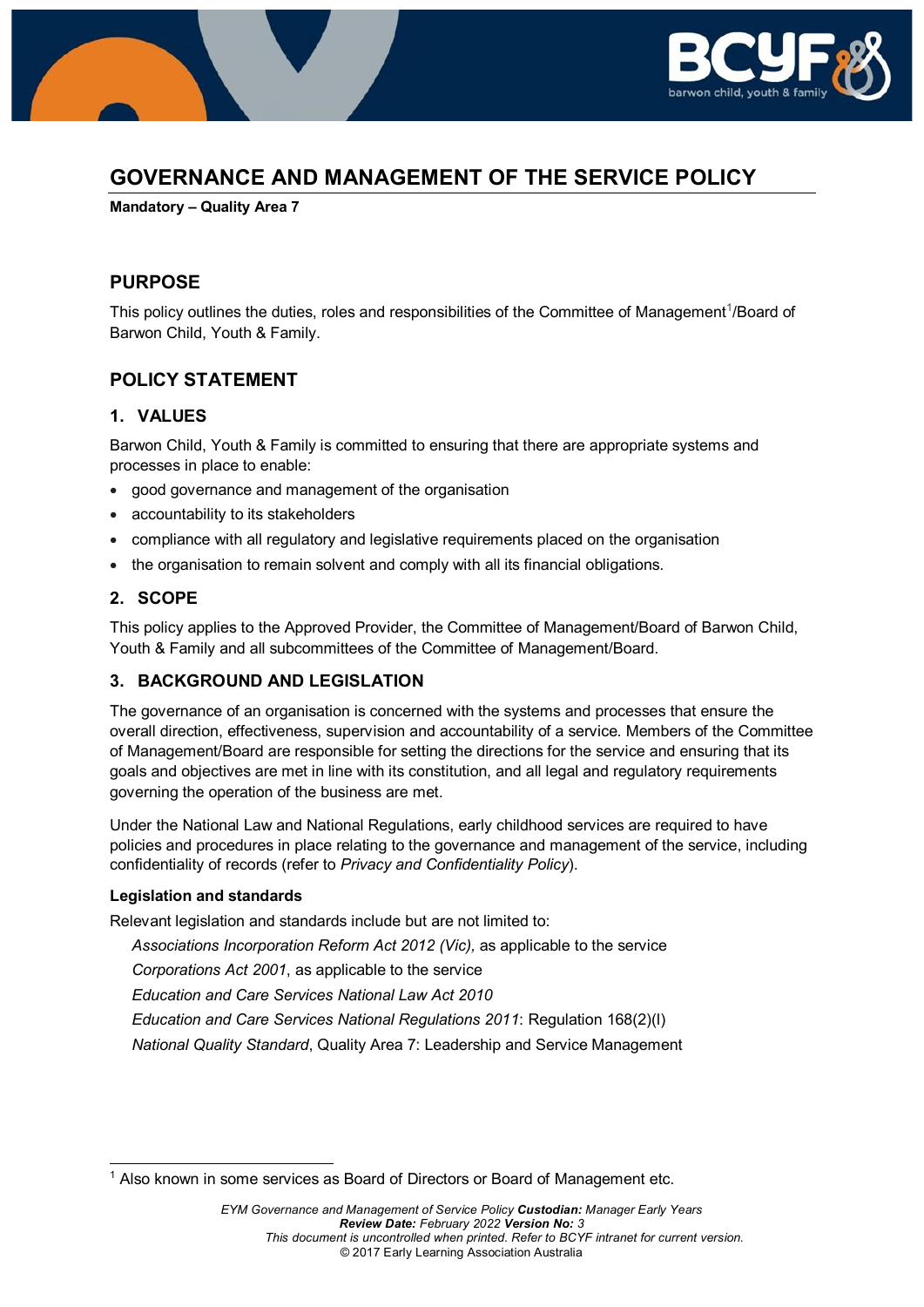# GOVERNANCE AND MANAGEMENT OF THE SERVICE POLICY

**Mandatory – Quality Area 7**

## PURPOSE

This policy outlines the duties, roles and responsibilities of the Committee of Management[1]/Board of Barwon Child, Youth & Family.

## POLICY STATEMENT

### 1. VALUES

Barwon Child, Youth & Family is committed to ensuring that there are appropriate systems and processes in place to enable:

- good governance and management of the organisation
- accountability to its stakeholders
- compliance with all regulatory and legislative requirements placed on the organisation
- the organisation to remain solvent and comply with all its financial obligations.

### 2. SCOPE

This policy applies to the Approved Provider, the Committee of Management/Board of Barwon Child, Youth & Family and all subcommittees of the Committee of Management/Board.

### 3. BACKGROUND AND LEGISLATION

The governance of an organisation is concerned with the systems and processes that ensure the overall direction, effectiveness, supervision and accountability of a service. Members of the Committee of Management/Board are responsible for setting the directions for the service and ensuring that its goals and objectives are met in line with its constitution, and all legal and regulatory requirements governing the operation of the business are met.

Under the National Law and National Regulations, early childhood services are required to have policies and procedures in place relating to the governance and management of the service, including confidentiality of records (refer to *Privacy and Confidentiality Policy*).

**Legislation and standards**

Relevant legislation and standards include but are not limited to:

- *Associations Incorporation Reform Act 2012 (Vic),* as applicable to the service
- *Corporations Act 2001*, as applicable to the service
- *Education and Care Services National Law Act 2010*
- *Education and Care Services National Regulations 2011*: Regulation 168(2)(l)
- *National Quality Standard*, Quality Area 7: Leadership and Service Management

[1] Also known in some services as Board of Directors or Board of Management etc.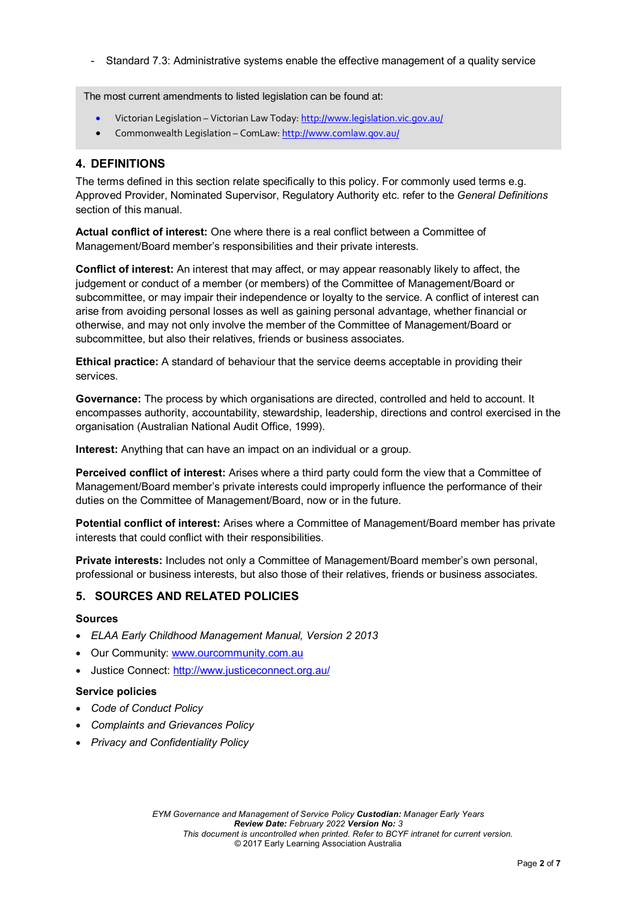- Standard 7.3: Administrative systems enable the effective management of a quality service

The most current amendments to listed legislation can be found at:

- Victorian Legislation – Victorian Law Today: http://www.legislation.vic.gov.au/
- Commonwealth Legislation – ComLaw: http://www.comlaw.gov.au/

## 4. DEFINITIONS

The terms defined in this section relate specifically to this policy. For commonly used terms e.g. Approved Provider, Nominated Supervisor, Regulatory Authority etc. refer to the *General Definitions* section of this manual.

**Actual conflict of interest:** One where there is a real conflict between a Committee of Management/Board member's responsibilities and their private interests.

**Conflict of interest:** An interest that may affect, or may appear reasonably likely to affect, the judgement or conduct of a member (or members) of the Committee of Management/Board or subcommittee, or may impair their independence or loyalty to the service. A conflict of interest can arise from avoiding personal losses as well as gaining personal advantage, whether financial or otherwise, and may not only involve the member of the Committee of Management/Board or subcommittee, but also their relatives, friends or business associates.

**Ethical practice:** A standard of behaviour that the service deems acceptable in providing their services.

**Governance:** The process by which organisations are directed, controlled and held to account. It encompasses authority, accountability, stewardship, leadership, directions and control exercised in the organisation (Australian National Audit Office, 1999).

**Interest:** Anything that can have an impact on an individual or a group.

**Perceived conflict of interest:** Arises where a third party could form the view that a Committee of Management/Board member's private interests could improperly influence the performance of their duties on the Committee of Management/Board, now or in the future.

**Potential conflict of interest:** Arises where a Committee of Management/Board member has private interests that could conflict with their responsibilities.

**Private interests:** Includes not only a Committee of Management/Board member's own personal, professional or business interests, but also those of their relatives, friends or business associates.

## 5. SOURCES AND RELATED POLICIES

### Sources

- *ELAA Early Childhood Management Manual, Version 2 2013*
- Our Community: www.ourcommunity.com.au
- Justice Connect: http://www.justiceconnect.org.au/

### Service policies

- *Code of Conduct Policy*
- *Complaints and Grievances Policy*
- *Privacy and Confidentiality Policy*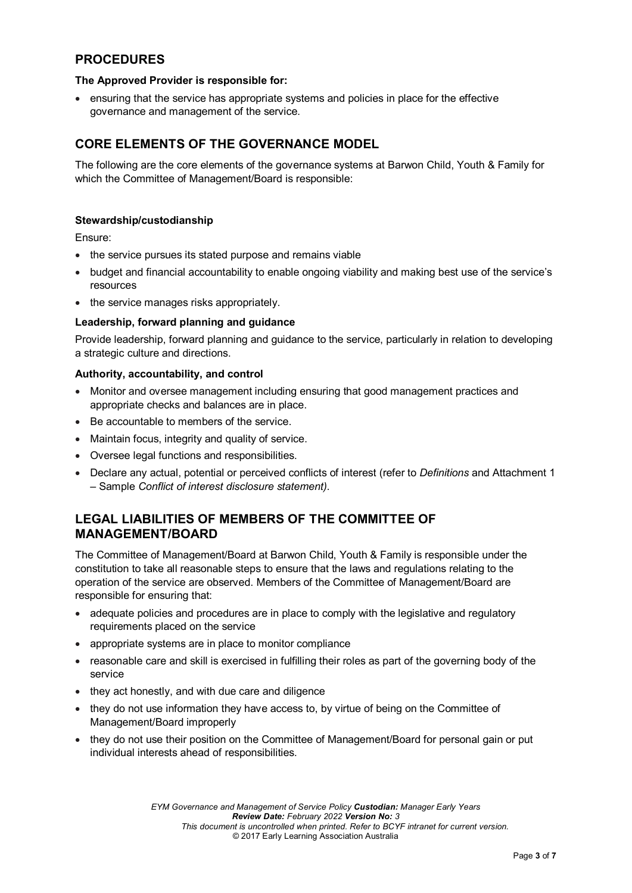## PROCEDURES

**The Approved Provider is responsible for:**

- ensuring that the service has appropriate systems and policies in place for the effective governance and management of the service.

## CORE ELEMENTS OF THE GOVERNANCE MODEL

The following are the core elements of the governance systems at Barwon Child, Youth & Family for which the Committee of Management/Board is responsible:

**Stewardship/custodianship**

Ensure:

- the service pursues its stated purpose and remains viable
- budget and financial accountability to enable ongoing viability and making best use of the service's resources
- the service manages risks appropriately.

**Leadership, forward planning and guidance**

Provide leadership, forward planning and guidance to the service, particularly in relation to developing a strategic culture and directions.

**Authority, accountability, and control**

- Monitor and oversee management including ensuring that good management practices and appropriate checks and balances are in place.
- Be accountable to members of the service.
- Maintain focus, integrity and quality of service.
- Oversee legal functions and responsibilities.
- Declare any actual, potential or perceived conflicts of interest (refer to *Definitions* and Attachment 1 – Sample *Conflict of interest disclosure statement)*.

## LEGAL LIABILITIES OF MEMBERS OF THE COMMITTEE OF MANAGEMENT/BOARD

The Committee of Management/Board at Barwon Child, Youth & Family is responsible under the constitution to take all reasonable steps to ensure that the laws and regulations relating to the operation of the service are observed. Members of the Committee of Management/Board are responsible for ensuring that:

- adequate policies and procedures are in place to comply with the legislative and regulatory requirements placed on the service
- appropriate systems are in place to monitor compliance
- reasonable care and skill is exercised in fulfilling their roles as part of the governing body of the service
- they act honestly, and with due care and diligence
- they do not use information they have access to, by virtue of being on the Committee of Management/Board improperly
- they do not use their position on the Committee of Management/Board for personal gain or put individual interests ahead of responsibilities.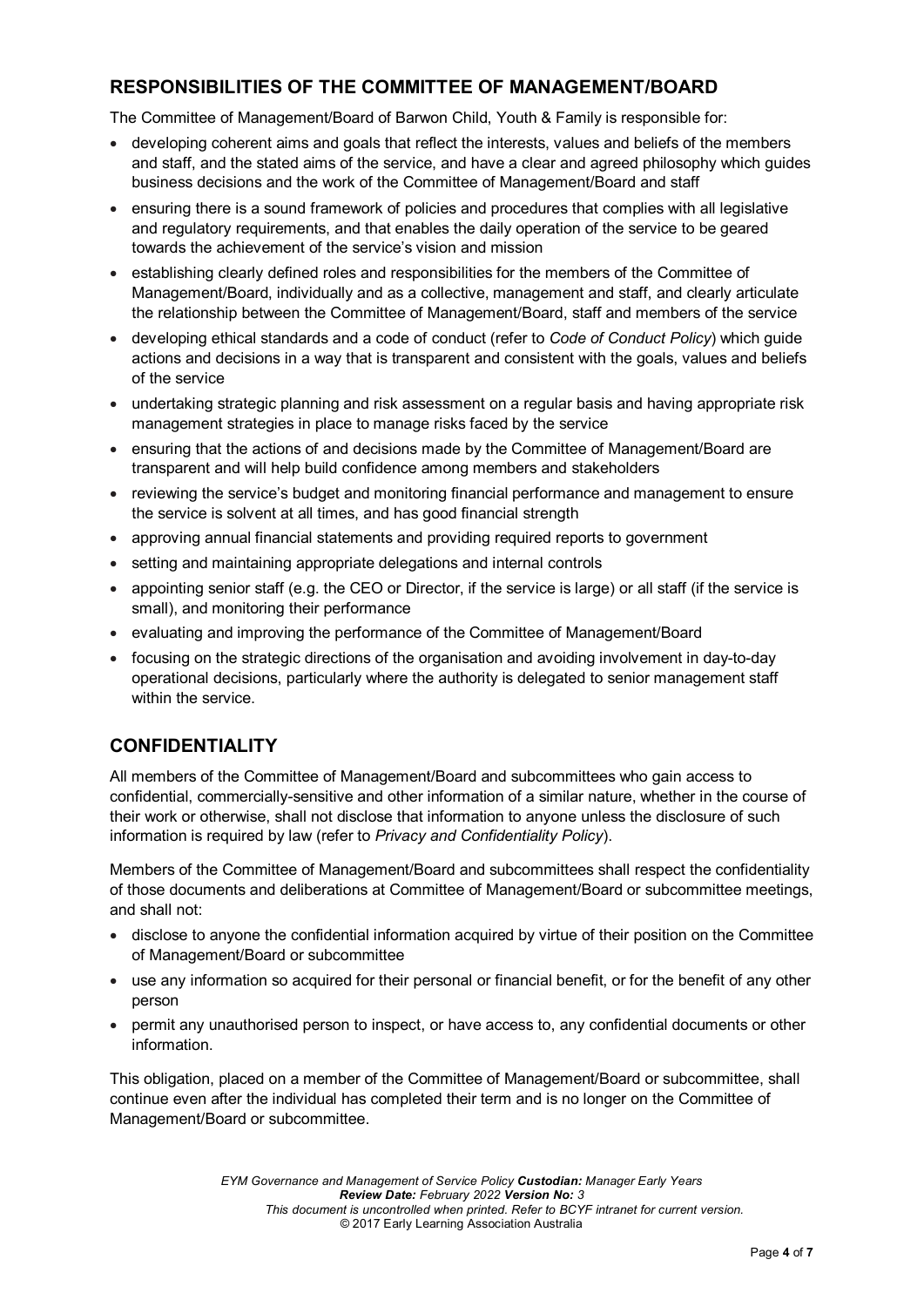## RESPONSIBILITIES OF THE COMMITTEE OF MANAGEMENT/BOARD

The Committee of Management/Board of Barwon Child, Youth & Family is responsible for:

- developing coherent aims and goals that reflect the interests, values and beliefs of the members and staff, and the stated aims of the service, and have a clear and agreed philosophy which guides business decisions and the work of the Committee of Management/Board and staff
- ensuring there is a sound framework of policies and procedures that complies with all legislative and regulatory requirements, and that enables the daily operation of the service to be geared towards the achievement of the service's vision and mission
- establishing clearly defined roles and responsibilities for the members of the Committee of Management/Board, individually and as a collective, management and staff, and clearly articulate the relationship between the Committee of Management/Board, staff and members of the service
- developing ethical standards and a code of conduct (refer to *Code of Conduct Policy*) which guide actions and decisions in a way that is transparent and consistent with the goals, values and beliefs of the service
- undertaking strategic planning and risk assessment on a regular basis and having appropriate risk management strategies in place to manage risks faced by the service
- ensuring that the actions of and decisions made by the Committee of Management/Board are transparent and will help build confidence among members and stakeholders
- reviewing the service's budget and monitoring financial performance and management to ensure the service is solvent at all times, and has good financial strength
- approving annual financial statements and providing required reports to government
- setting and maintaining appropriate delegations and internal controls
- appointing senior staff (e.g. the CEO or Director, if the service is large) or all staff (if the service is small), and monitoring their performance
- evaluating and improving the performance of the Committee of Management/Board
- focusing on the strategic directions of the organisation and avoiding involvement in day-to-day operational decisions, particularly where the authority is delegated to senior management staff within the service.

## CONFIDENTIALITY

All members of the Committee of Management/Board and subcommittees who gain access to confidential, commercially-sensitive and other information of a similar nature, whether in the course of their work or otherwise, shall not disclose that information to anyone unless the disclosure of such information is required by law (refer to *Privacy and Confidentiality Policy*).

Members of the Committee of Management/Board and subcommittees shall respect the confidentiality of those documents and deliberations at Committee of Management/Board or subcommittee meetings, and shall not:

- disclose to anyone the confidential information acquired by virtue of their position on the Committee of Management/Board or subcommittee
- use any information so acquired for their personal or financial benefit, or for the benefit of any other person
- permit any unauthorised person to inspect, or have access to, any confidential documents or other information.

This obligation, placed on a member of the Committee of Management/Board or subcommittee, shall continue even after the individual has completed their term and is no longer on the Committee of Management/Board or subcommittee.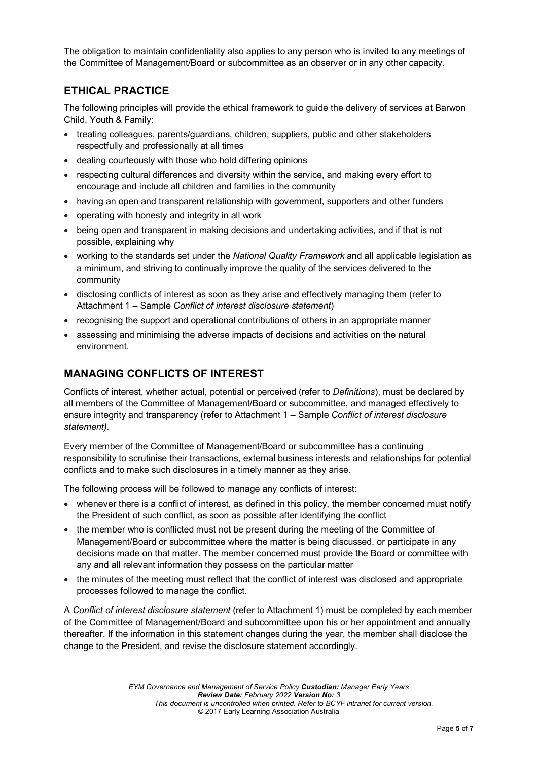The obligation to maintain confidentiality also applies to any person who is invited to any meetings of the Committee of Management/Board or subcommittee as an observer or in any other capacity.

## ETHICAL PRACTICE

The following principles will provide the ethical framework to guide the delivery of services at Barwon Child, Youth & Family:

- treating colleagues, parents/guardians, children, suppliers, public and other stakeholders respectfully and professionally at all times
- dealing courteously with those who hold differing opinions
- respecting cultural differences and diversity within the service, and making every effort to encourage and include all children and families in the community
- having an open and transparent relationship with government, supporters and other funders
- operating with honesty and integrity in all work
- being open and transparent in making decisions and undertaking activities, and if that is not possible, explaining why
- working to the standards set under the *National Quality Framework* and all applicable legislation as a minimum, and striving to continually improve the quality of the services delivered to the community
- disclosing conflicts of interest as soon as they arise and effectively managing them (refer to Attachment 1 – Sample *Conflict of interest disclosure statement*)
- recognising the support and operational contributions of others in an appropriate manner
- assessing and minimising the adverse impacts of decisions and activities on the natural environment.

## MANAGING CONFLICTS OF INTEREST

Conflicts of interest, whether actual, potential or perceived (refer to *Definitions*), must be declared by all members of the Committee of Management/Board or subcommittee, and managed effectively to ensure integrity and transparency (refer to Attachment 1 – Sample *Conflict of interest disclosure statement)*.

Every member of the Committee of Management/Board or subcommittee has a continuing responsibility to scrutinise their transactions, external business interests and relationships for potential conflicts and to make such disclosures in a timely manner as they arise.

The following process will be followed to manage any conflicts of interest:

- whenever there is a conflict of interest, as defined in this policy, the member concerned must notify the President of such conflict, as soon as possible after identifying the conflict
- the member who is conflicted must not be present during the meeting of the Committee of Management/Board or subcommittee where the matter is being discussed, or participate in any decisions made on that matter. The member concerned must provide the Board or committee with any and all relevant information they possess on the particular matter
- the minutes of the meeting must reflect that the conflict of interest was disclosed and appropriate processes followed to manage the conflict.

A *Conflict of interest disclosure statement* (refer to Attachment 1) must be completed by each member of the Committee of Management/Board and subcommittee upon his or her appointment and annually thereafter. If the information in this statement changes during the year, the member shall disclose the change to the President, and revise the disclosure statement accordingly.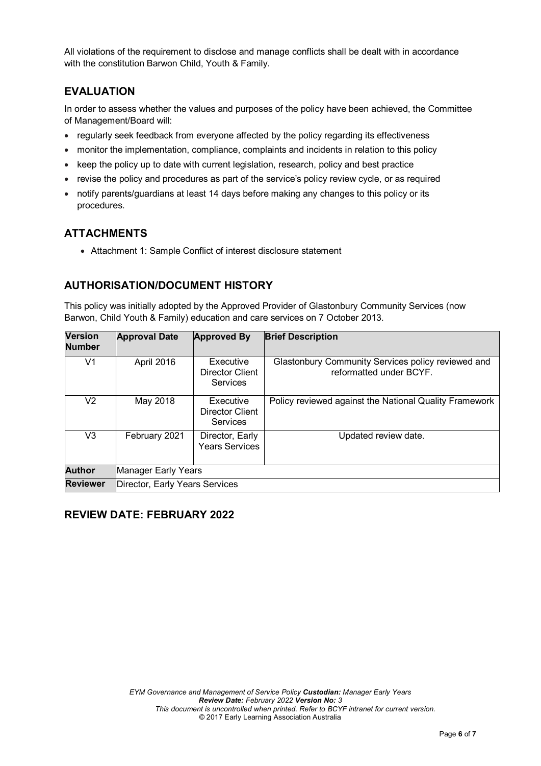All violations of the requirement to disclose and manage conflicts shall be dealt with in accordance with the constitution Barwon Child, Youth & Family.

## EVALUATION

In order to assess whether the values and purposes of the policy have been achieved, the Committee of Management/Board will:

- regularly seek feedback from everyone affected by the policy regarding its effectiveness
- monitor the implementation, compliance, complaints and incidents in relation to this policy
- keep the policy up to date with current legislation, research, policy and best practice
- revise the policy and procedures as part of the service's policy review cycle, or as required
- notify parents/guardians at least 14 days before making any changes to this policy or its procedures.

## ATTACHMENTS

- Attachment 1: Sample Conflict of interest disclosure statement

## AUTHORISATION/DOCUMENT HISTORY

This policy was initially adopted by the Approved Provider of Glastonbury Community Services (now Barwon, Child Youth & Family) education and care services on 7 October 2013.

| Version Number | Approval Date | Approved By | Brief Description |
|---|---|---|---|
| V1 | April 2016 | Executive Director Client Services | Glastonbury Community Services policy reviewed and reformatted under BCYF. |
| V2 | May 2018 | Executive Director Client Services | Policy reviewed against the National Quality Framework |
| V3 | February 2021 | Director, Early Years Services | Updated review date. |
| **Author** | Manager Early Years | | |
| **Reviewer** | Director, Early Years Services | | |

## REVIEW DATE: FEBRUARY 2022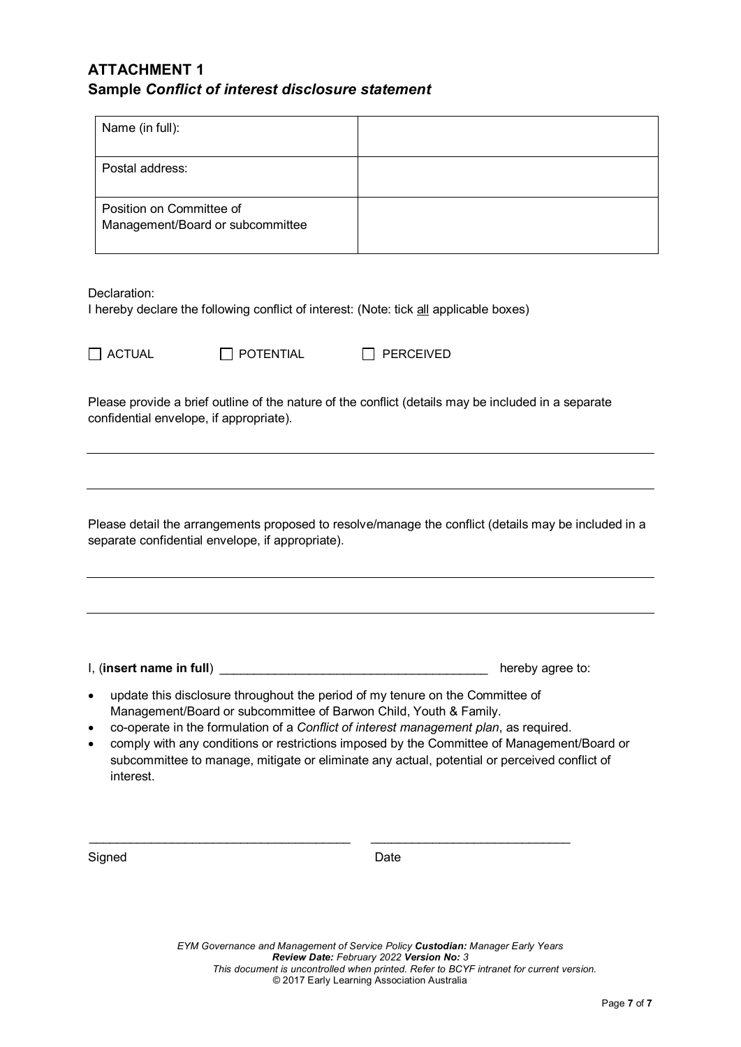## ATTACHMENT 1
## Sample *Conflict of interest disclosure statement*

| | |
|---|---|
| Name (in full): | |
| Postal address: | |
| Position on Committee of Management/Board or subcommittee | |

Declaration:
I hereby declare the following conflict of interest: (Note: tick all applicable boxes)

☐ ACTUAL ☐ POTENTIAL ☐ PERCEIVED

Please provide a brief outline of the nature of the conflict (details may be included in a separate confidential envelope, if appropriate).

\_\_\_\_\_\_\_\_\_\_\_\_\_\_\_\_\_\_\_\_\_\_\_\_\_\_\_\_\_\_\_\_\_\_\_\_\_\_\_\_\_\_\_\_\_\_\_\_\_\_\_\_\_\_\_\_\_\_\_\_\_\_\_\_\_\_\_\_\_\_\_\_\_\_\_\_

\_\_\_\_\_\_\_\_\_\_\_\_\_\_\_\_\_\_\_\_\_\_\_\_\_\_\_\_\_\_\_\_\_\_\_\_\_\_\_\_\_\_\_\_\_\_\_\_\_\_\_\_\_\_\_\_\_\_\_\_\_\_\_\_\_\_\_\_\_\_\_\_\_\_\_\_

Please detail the arrangements proposed to resolve/manage the conflict (details may be included in a separate confidential envelope, if appropriate).

\_\_\_\_\_\_\_\_\_\_\_\_\_\_\_\_\_\_\_\_\_\_\_\_\_\_\_\_\_\_\_\_\_\_\_\_\_\_\_\_\_\_\_\_\_\_\_\_\_\_\_\_\_\_\_\_\_\_\_\_\_\_\_\_\_\_\_\_\_\_\_\_\_\_\_\_

\_\_\_\_\_\_\_\_\_\_\_\_\_\_\_\_\_\_\_\_\_\_\_\_\_\_\_\_\_\_\_\_\_\_\_\_\_\_\_\_\_\_\_\_\_\_\_\_\_\_\_\_\_\_\_\_\_\_\_\_\_\_\_\_\_\_\_\_\_\_\_\_\_\_\_\_

I, (**insert name in full**) \_\_\_\_\_\_\_\_\_\_\_\_\_\_\_\_\_\_\_\_\_\_\_\_\_\_\_\_\_\_\_\_\_\_\_\_\_\_\_ hereby agree to:

- update this disclosure throughout the period of my tenure on the Committee of Management/Board or subcommittee of Barwon Child, Youth & Family.
- co-operate in the formulation of a *Conflict of interest management plan*, as required.
- comply with any conditions or restrictions imposed by the Committee of Management/Board or subcommittee to manage, mitigate or eliminate any actual, potential or perceived conflict of interest.

\_\_\_\_\_\_\_\_\_\_\_\_\_\_\_\_\_\_\_\_\_\_\_\_\_\_\_\_\_\_\_\_\_\_\_\_\_\_\_ \_\_\_\_\_\_\_\_\_\_\_\_\_\_\_\_\_\_\_\_\_\_\_\_\_\_\_\_\_\_

Signed Date

*EYM Governance and Management of Service Policy* ***Custodian:*** *Manager Early Years*
***Review Date:*** *February 2022* ***Version No:*** *3*
*This document is uncontrolled when printed. Refer to BCYF intranet for current version.*
© 2017 Early Learning Association Australia